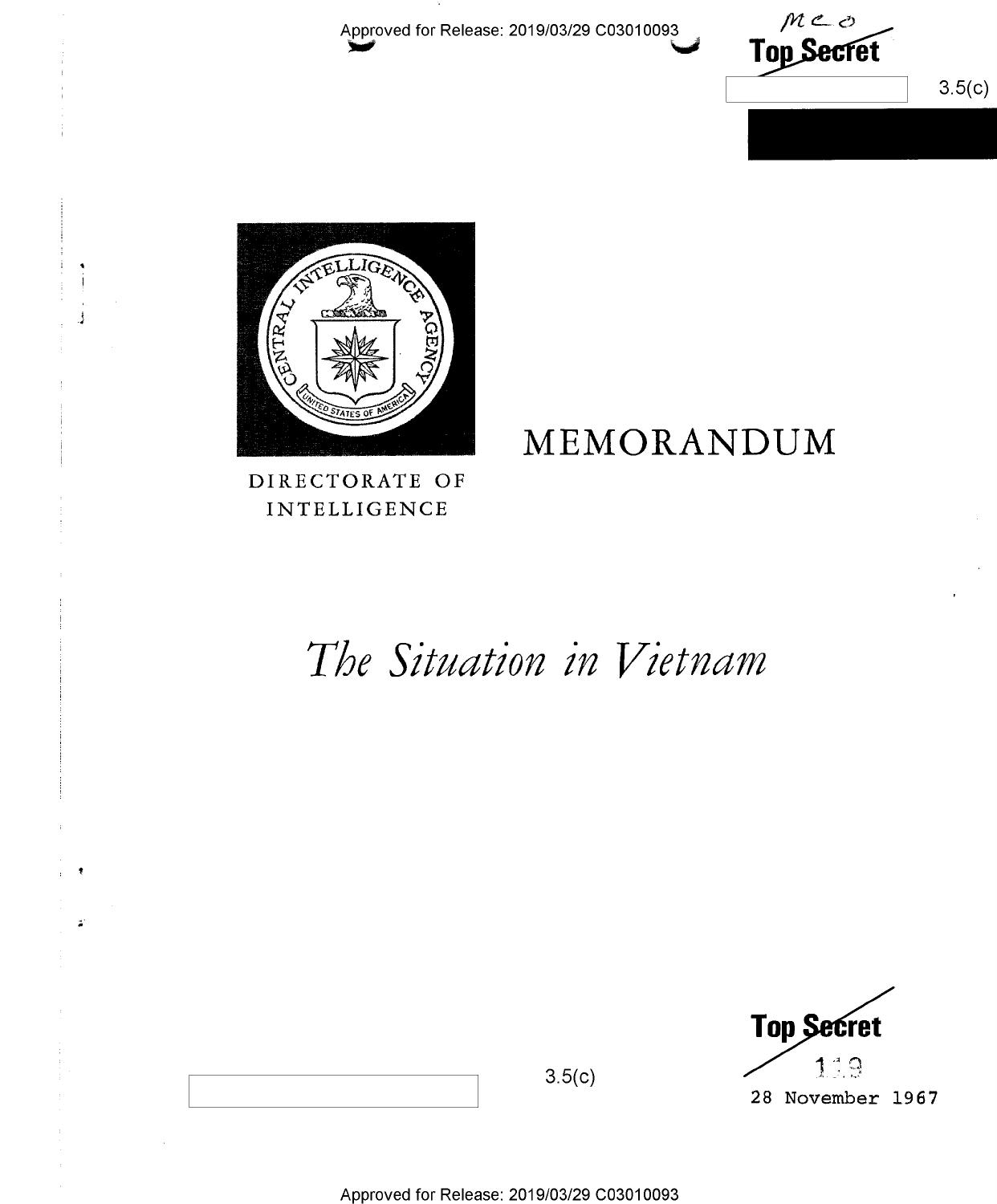Top Secret

3.5(c)

DIRECTORATE OF INTELLIGENCE

# MEMORANDUM

# *The Situation in Vietnam*

Top Secret

3.5(c)

28 November 1967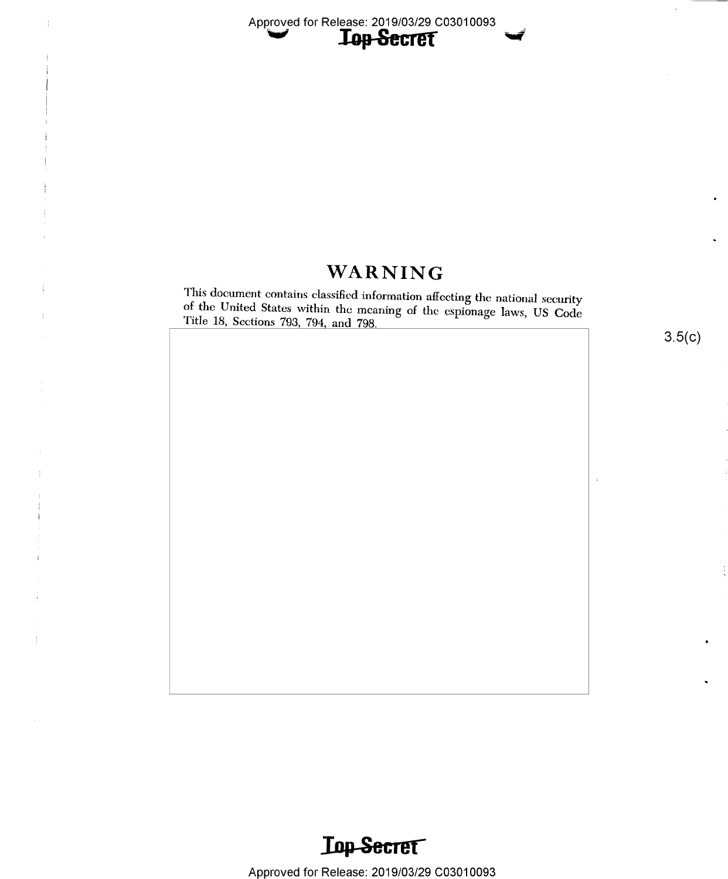# WARNING

This document contains classified information affecting the national security of the United States within the meaning of the espionage laws, US Code Title 18, Sections 793, 794, and 798.

3.5(c)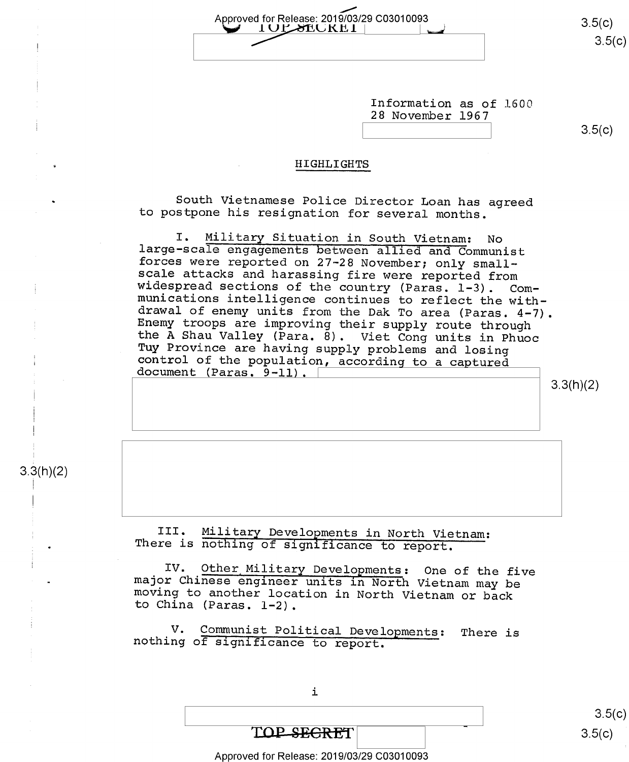Information as of 1600
28 November 1967

## HIGHLIGHTS

South Vietnamese Police Director Loan has agreed to postpone his resignation for several months.

I. Military Situation in South Vietnam: No large-scale engagements between allied and Communist forces were reported on 27-28 November; only small-scale attacks and harassing fire were reported from widespread sections of the country (Paras. 1-3). Communications intelligence continues to reflect the withdrawal of enemy units from the Dak To area (Paras. 4-7). Enemy troops are improving their supply route through the A Shau Valley (Para. 8). Viet Cong units in Phuoc Tuy Province are having supply problems and losing control of the population, according to a captured document (Paras. 9-11).

III. Military Developments in North Vietnam: There is nothing of significance to report.

IV. Other Military Developments: One of the five major Chinese engineer units in North Vietnam may be moving to another location in North Vietnam or back to China (Paras. 1-2).

V. Communist Political Developments: There is nothing of significance to report.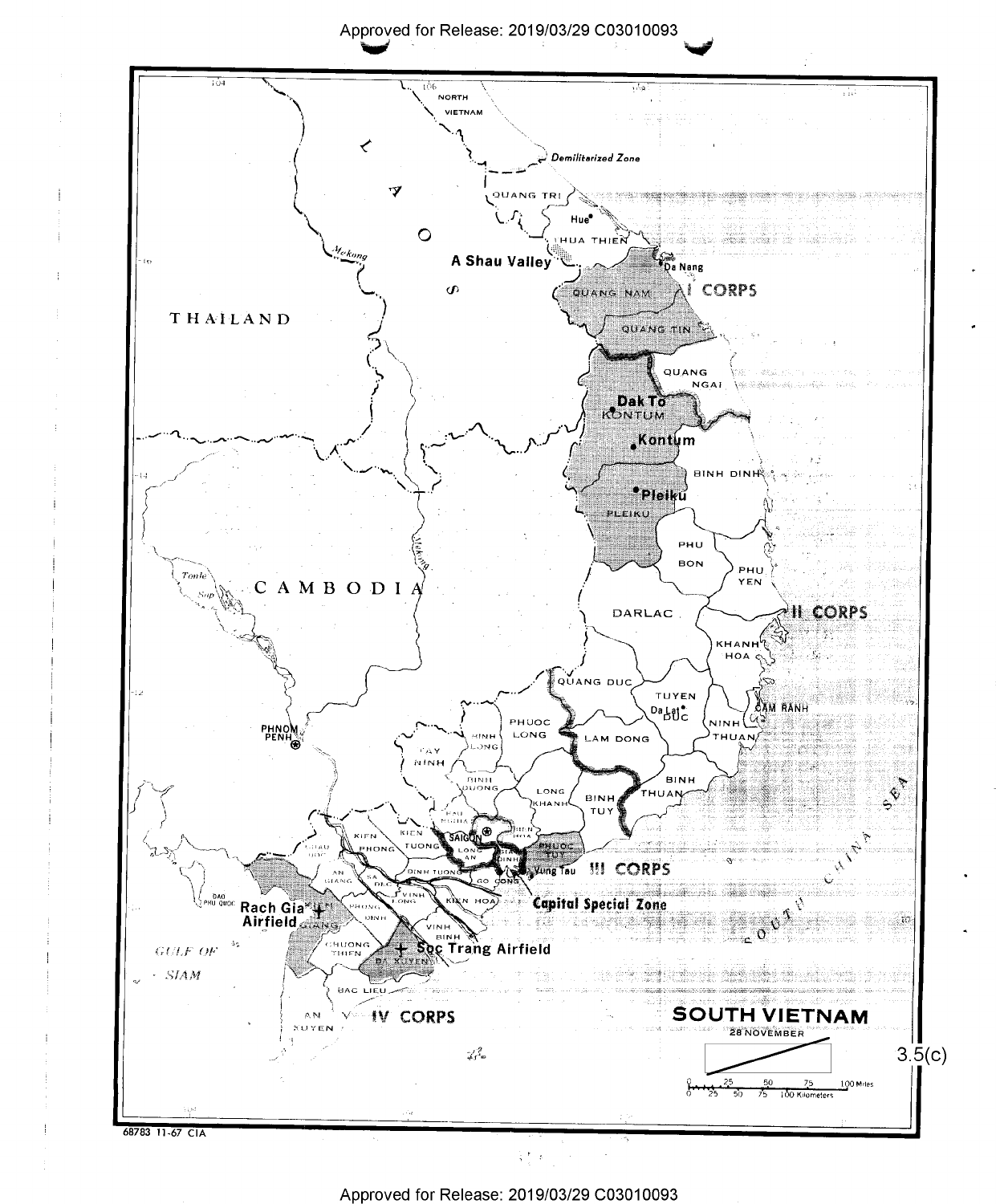# SOUTH VIETNAM

28 NOVEMBER

3.5(c)

NORTH VIETNAM

Demilitarized Zone

LAOS

THAILAND

CAMBODIA

PHNOM PENH

Tonle Sap

Mekong

GULF OF SIAM

SOUTH CHINA SEA

QUANG TRI

Hue

THUA THIEN

A Shau Valley

Da Nang

QUANG NAM

I CORPS

QUANG TIN

QUANG NGAI

Dak To

KONTUM

Kontum

BINH DINH

Pleiku

PLEIKU

PHU BON

PHU YEN

DARLAC

II CORPS

KHANH HOA

QUANG DUC

TUYEN DUC

Da Lat

CAM RANH

NINH THUAN

PHUOC LONG

BINH LONG

LAM DONG

TAY NINH

BINH DUONG

LONG KHANH

BINH THUAN

BINH TUY

HAU NGHIA

BIEN HOA

SAIGON

LONG AN

GIA DINH

PHUOC TUY

Vung Tau

III CORPS

Capital Special Zone

KIEN PHONG

KIEN TUONG

CHAU DOC

AN GIANG

SA DEC

DINH TUONG

GO CONG

VINH LONG

KIEN HOA

PHONG DINH

KIEN GIANG

Rach Gia Airfield

DAO PHU QUOC

VINH BINH

Soc Trang Airfield

BA XUYEN

CHUONG THIEN

BAC LIEU

AN XUYEN

IV CORPS

0 25 50 75 100 Miles

0 25 50 75 100 Kilometers

68783 11-67 CIA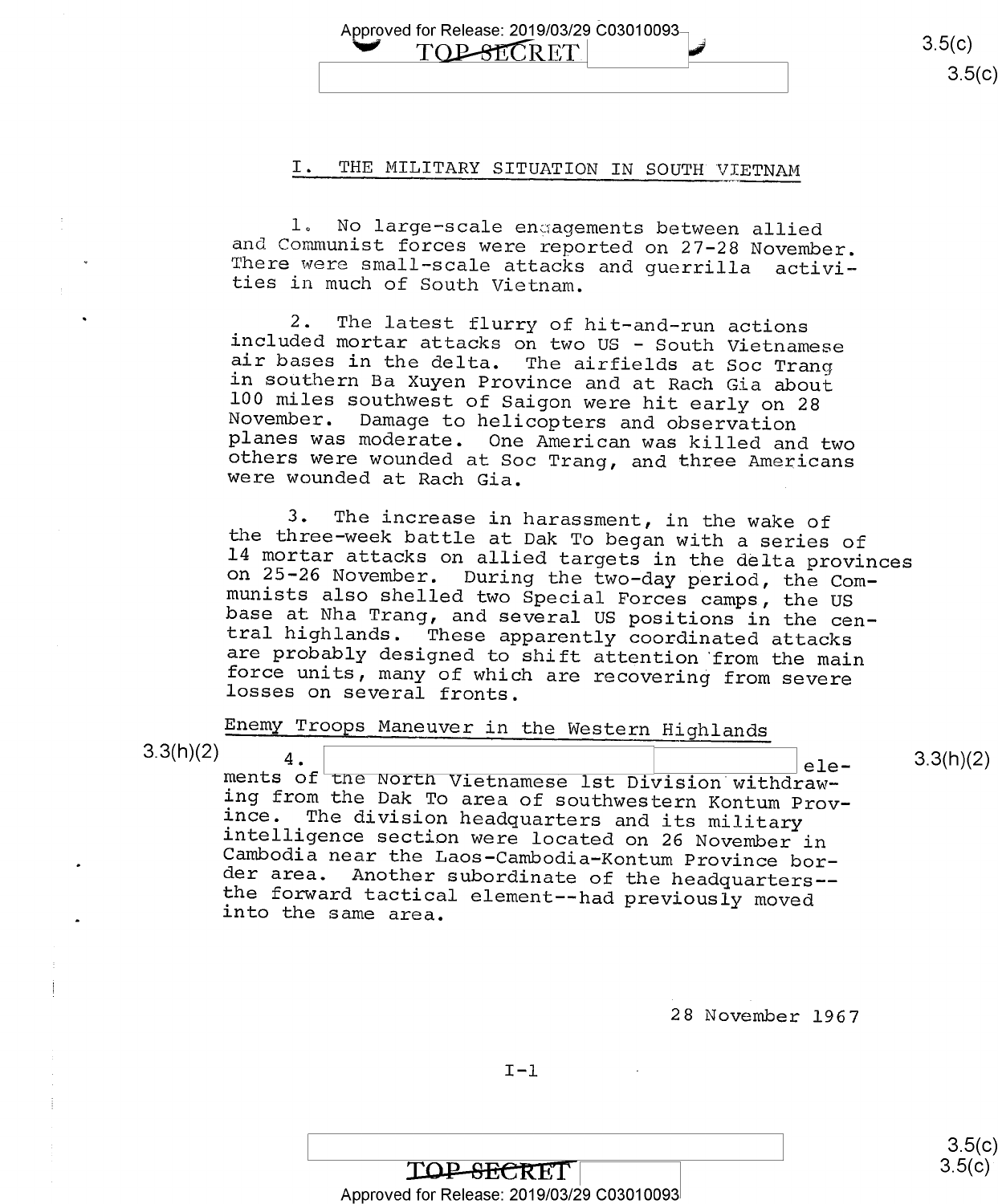## I. THE MILITARY SITUATION IN SOUTH VIETNAM

1. No large-scale engagements between allied and Communist forces were reported on 27-28 November. There were small-scale attacks and guerrilla activities in much of South Vietnam.

2. The latest flurry of hit-and-run actions included mortar attacks on two US - South Vietnamese air bases in the delta. The airfields at Soc Trang in southern Ba Xuyen Province and at Rach Gia about 100 miles southwest of Saigon were hit early on 28 November. Damage to helicopters and observation planes was moderate. One American was killed and two others were wounded at Soc Trang, and three Americans were wounded at Rach Gia.

3. The increase in harassment, in the wake of the three-week battle at Dak To began with a series of 14 mortar attacks on allied targets in the delta provinces on 25-26 November. During the two-day period, the Communists also shelled two Special Forces camps, the US base at Nha Trang, and several US positions in the central highlands. These apparently coordinated attacks are probably designed to shift attention from the main force units, many of which are recovering from severe losses on several fronts.

### Enemy Troops Maneuver in the Western Highlands

3.3(h)(2)

4. [redacted] elements of the North Vietnamese 1st Division withdrawing from the Dak To area of southwestern Kontum Province. The division headquarters and its military intelligence section were located on 26 November in Cambodia near the Laos-Cambodia-Kontum Province border area. Another subordinate of the headquarters--the forward tactical element--had previously moved into the same area.

28 November 1967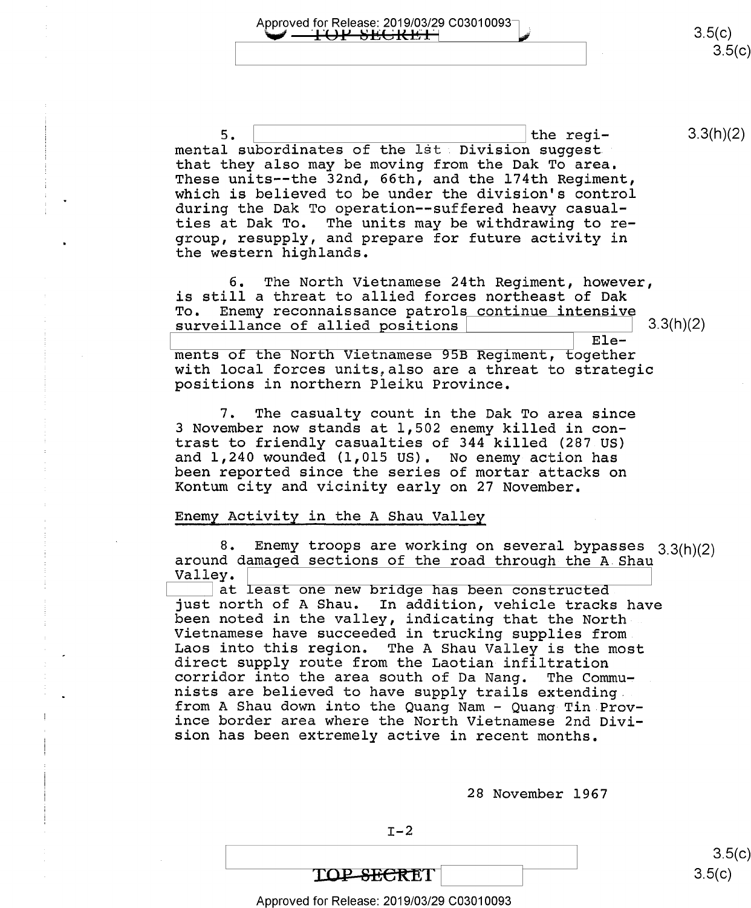5. [redacted] the regimental subordinates of the 1st Division suggest that they also may be moving from the Dak To area. These units--the 32nd, 66th, and the 174th Regiment, which is believed to be under the division's control during the Dak To operation--suffered heavy casualties at Dak To. The units may be withdrawing to regroup, resupply, and prepare for future activity in the western highlands.

6. The North Vietnamese 24th Regiment, however, is still a threat to allied forces northeast of Dak To. Enemy reconnaissance patrols continue intensive surveillance of allied positions [redacted] Elements of the North Vietnamese 95B Regiment, together with local forces units, also are a threat to strategic positions in northern Pleiku Province.

7. The casualty count in the Dak To area since 3 November now stands at 1,502 enemy killed in contrast to friendly casualties of 344 killed (287 US) and 1,240 wounded (1,015 US). No enemy action has been reported since the series of mortar attacks on Kontum city and vicinity early on 27 November.

## Enemy Activity in the A Shau Valley

8. Enemy troops are working on several bypasses around damaged sections of the road through the A Shau Valley. [redacted] at least one new bridge has been constructed just north of A Shau. In addition, vehicle tracks have been noted in the valley, indicating that the North Vietnamese have succeeded in trucking supplies from Laos into this region. The A Shau Valley is the most direct supply route from the Laotian infiltration corridor into the area south of Da Nang. The Communists are believed to have supply trails extending from A Shau down into the Quang Nam - Quang Tin Province border area where the North Vietnamese 2nd Division has been extremely active in recent months.

28 November 1967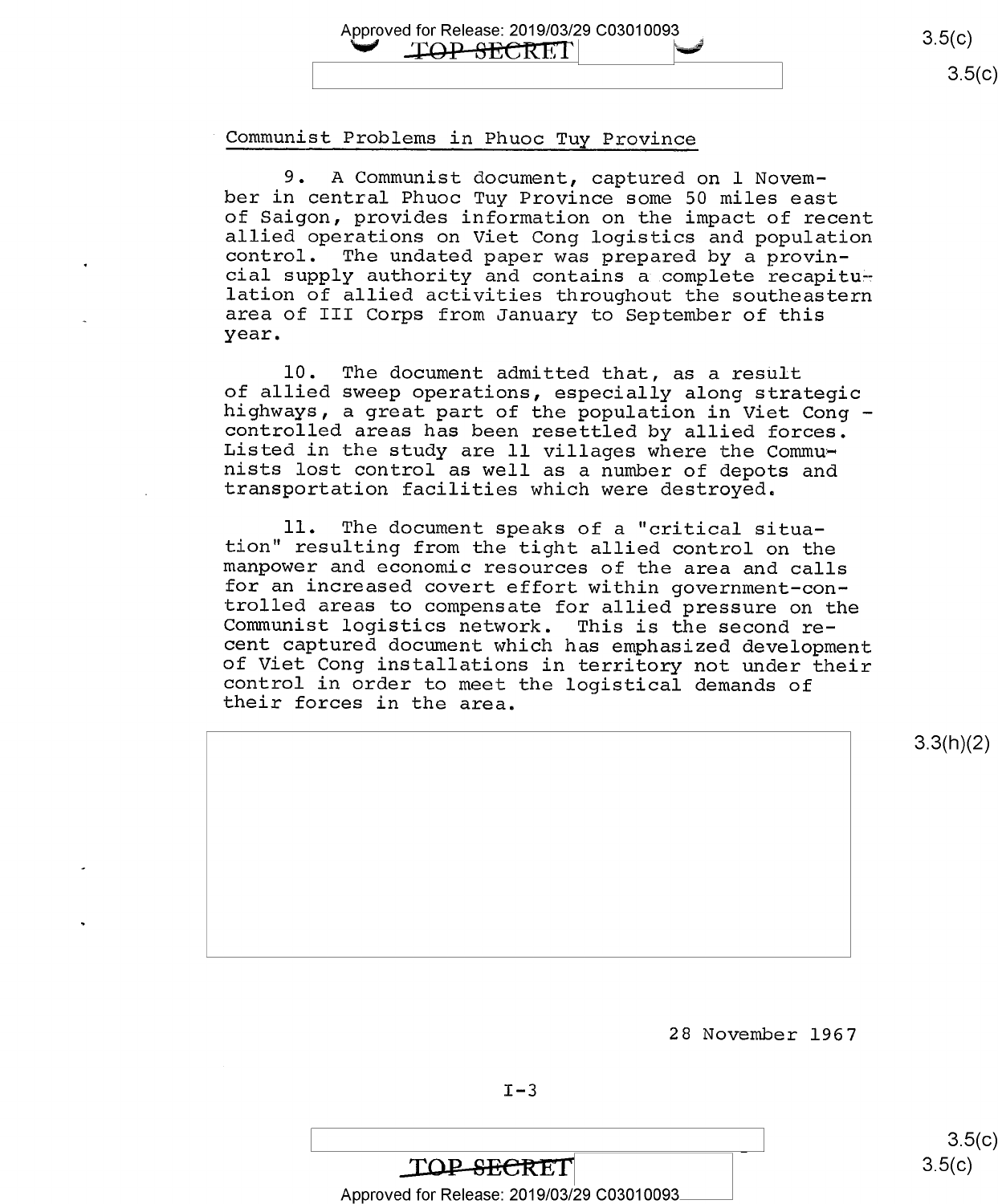## Communist Problems in Phuoc Tuy Province

9. A Communist document, captured on 1 November in central Phuoc Tuy Province some 50 miles east of Saigon, provides information on the impact of recent allied operations on Viet Cong logistics and population control. The undated paper was prepared by a provincial supply authority and contains a complete recapitulation of allied activities throughout the southeastern area of III Corps from January to September of this year.

10. The document admitted that, as a result of allied sweep operations, especially along strategic highways, a great part of the population in Viet Cong - controlled areas has been resettled by allied forces. Listed in the study are 11 villages where the Communists lost control as well as a number of depots and transportation facilities which were destroyed.

11. The document speaks of a "critical situation" resulting from the tight allied control on the manpower and economic resources of the area and calls for an increased covert effort within government-controlled areas to compensate for allied pressure on the Communist logistics network. This is the second recent captured document which has emphasized development of Viet Cong installations in territory not under their control in order to meet the logistical demands of their forces in the area.

28 November 1967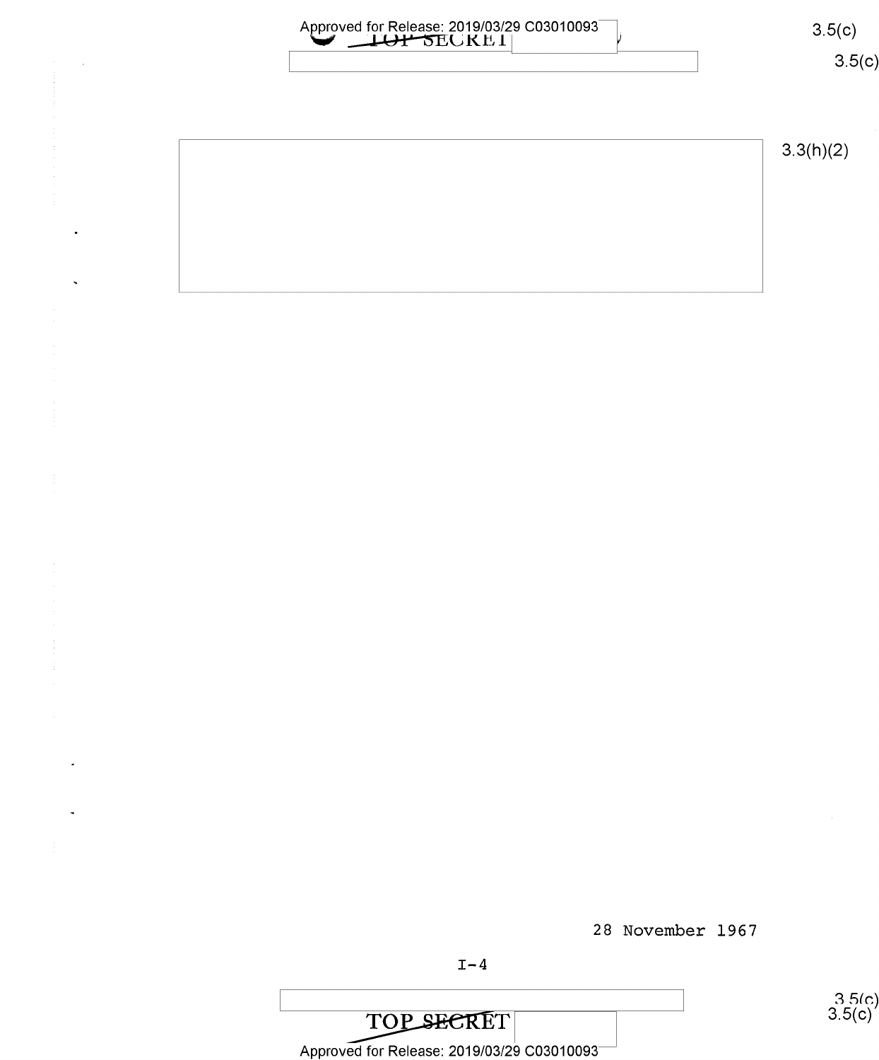28 November 1967

I-4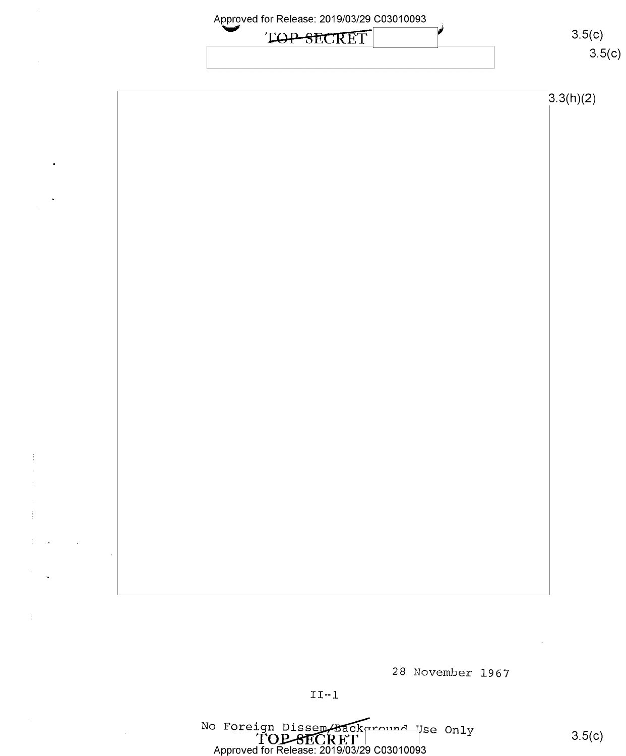3.5(c)

3.5(c)

3.3(h)(2)

28 November 1967

II-1

No Foreign Dissem/Background Use Only

3.5(c)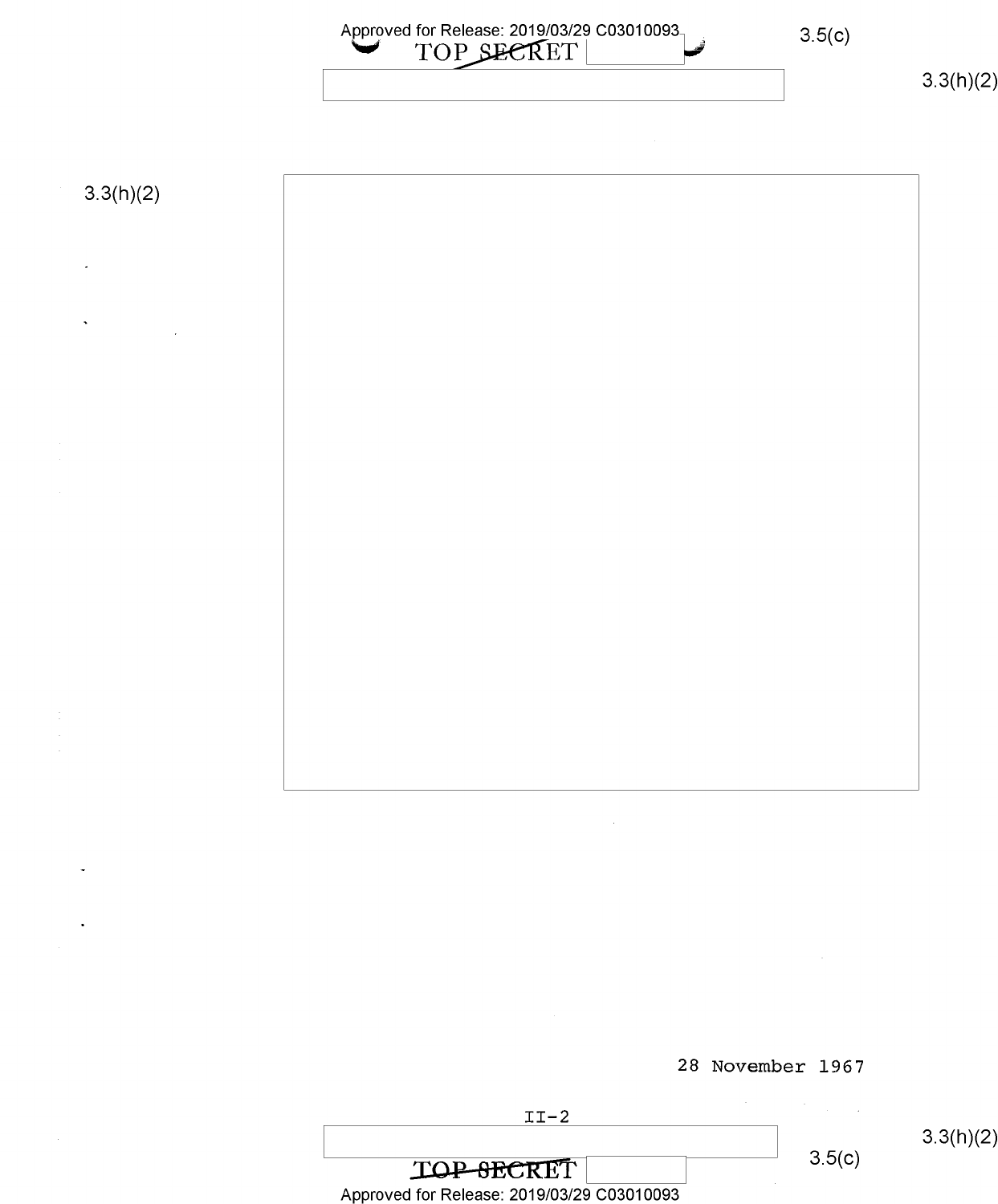28 November 1967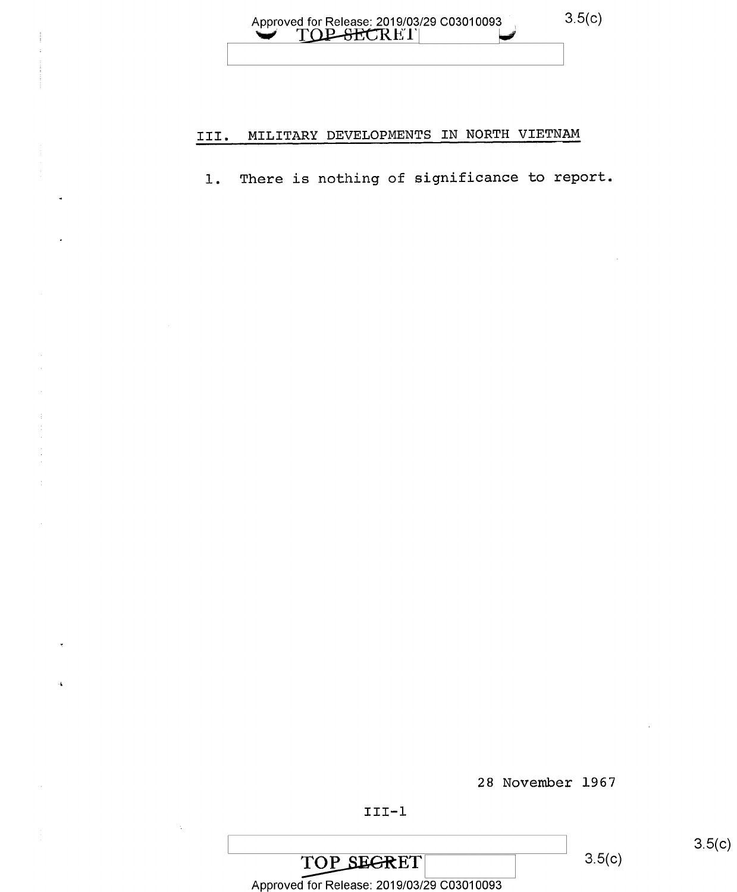## III. MILITARY DEVELOPMENTS IN NORTH VIETNAM

1. There is nothing of significance to report.

28 November 1967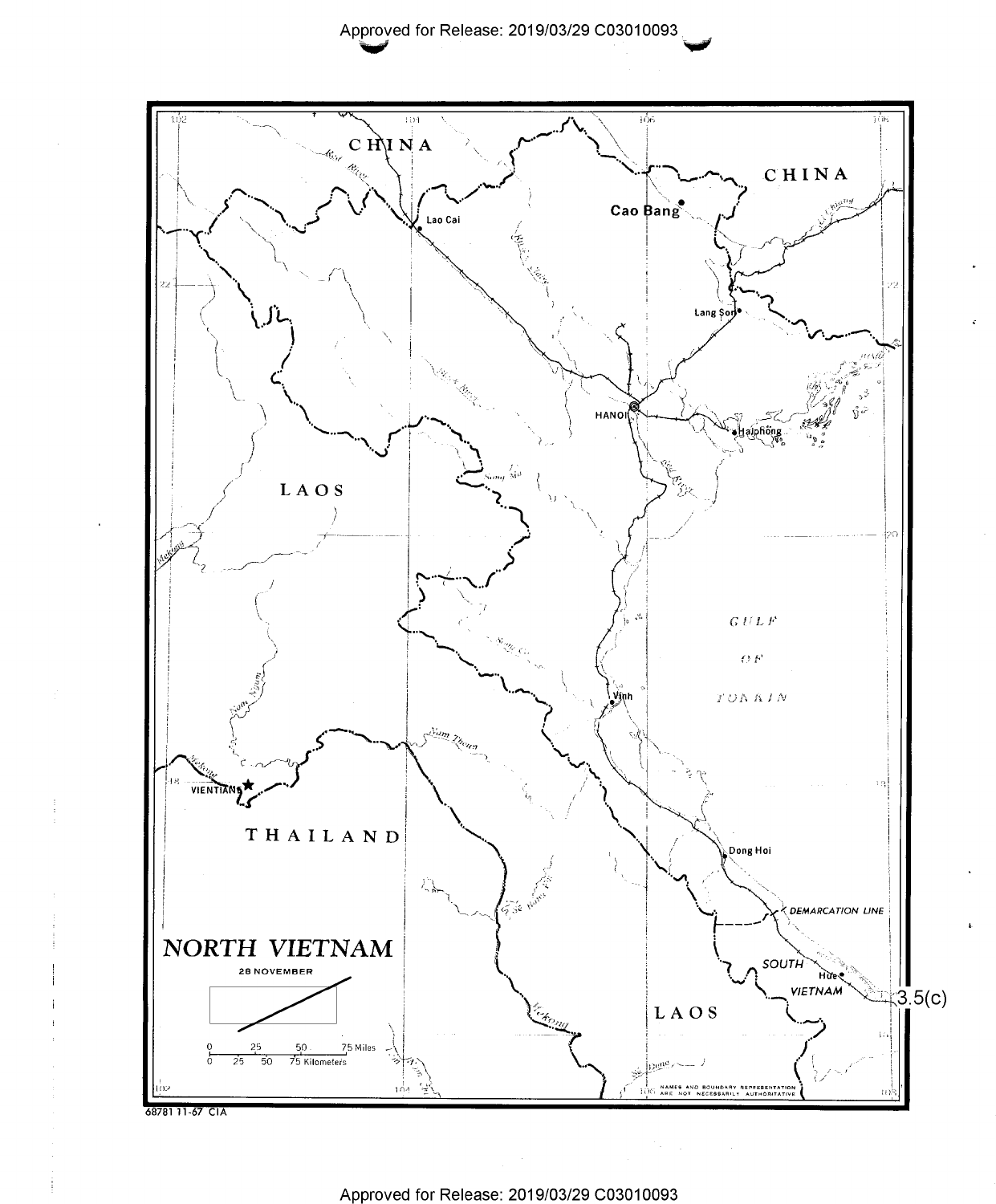NORTH VIETNAM

28 NOVEMBER

CHINA

CHINA

Lao Cai

Cao Bang

Lang Son

HANOI

Haiphong

LAOS

GULF OF TONKIN

Vinh

VIENTIANE

THAILAND

Dong Hoi

DEMARCATION LINE

SOUTH VIETNAM

Hue

LAOS

3.5(c)

0 25 50 75 Miles

0 25 50 75 Kilometers

NAMES AND BOUNDARY REPRESENTATION ARE NOT NECESSARILY AUTHORITATIVE

68781 11-67 CIA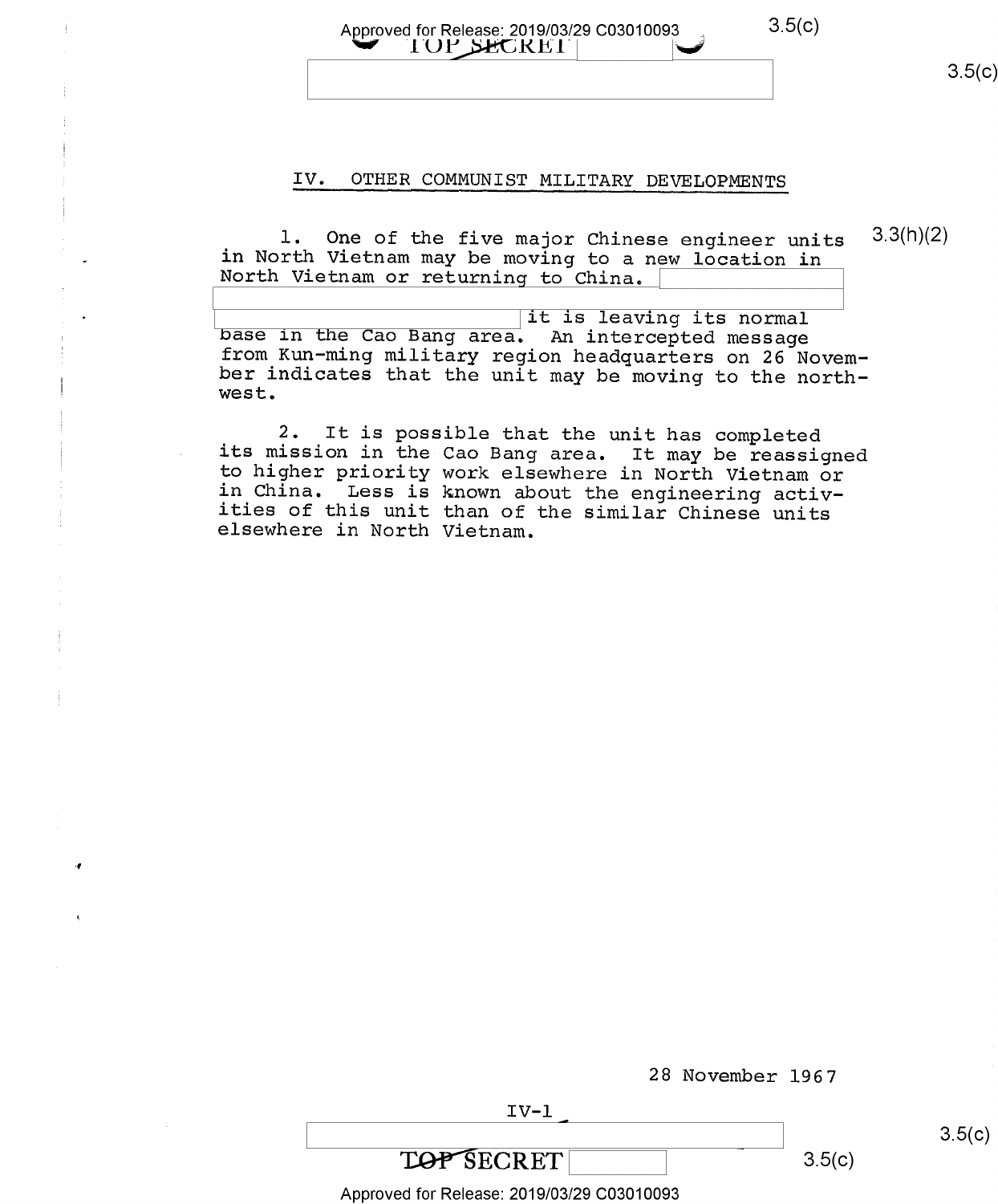## IV. OTHER COMMUNIST MILITARY DEVELOPMENTS

1. One of the five major Chinese engineer units in North Vietnam may be moving to a new location in North Vietnam or returning to China. [redacted] it is leaving its normal base in the Cao Bang area. An intercepted message from Kun-ming military region headquarters on 26 November indicates that the unit may be moving to the northwest.

2. It is possible that the unit has completed its mission in the Cao Bang area. It may be reassigned to higher priority work elsewhere in North Vietnam or in China. Less is known about the engineering activities of this unit than of the similar Chinese units elsewhere in North Vietnam.

28 November 1967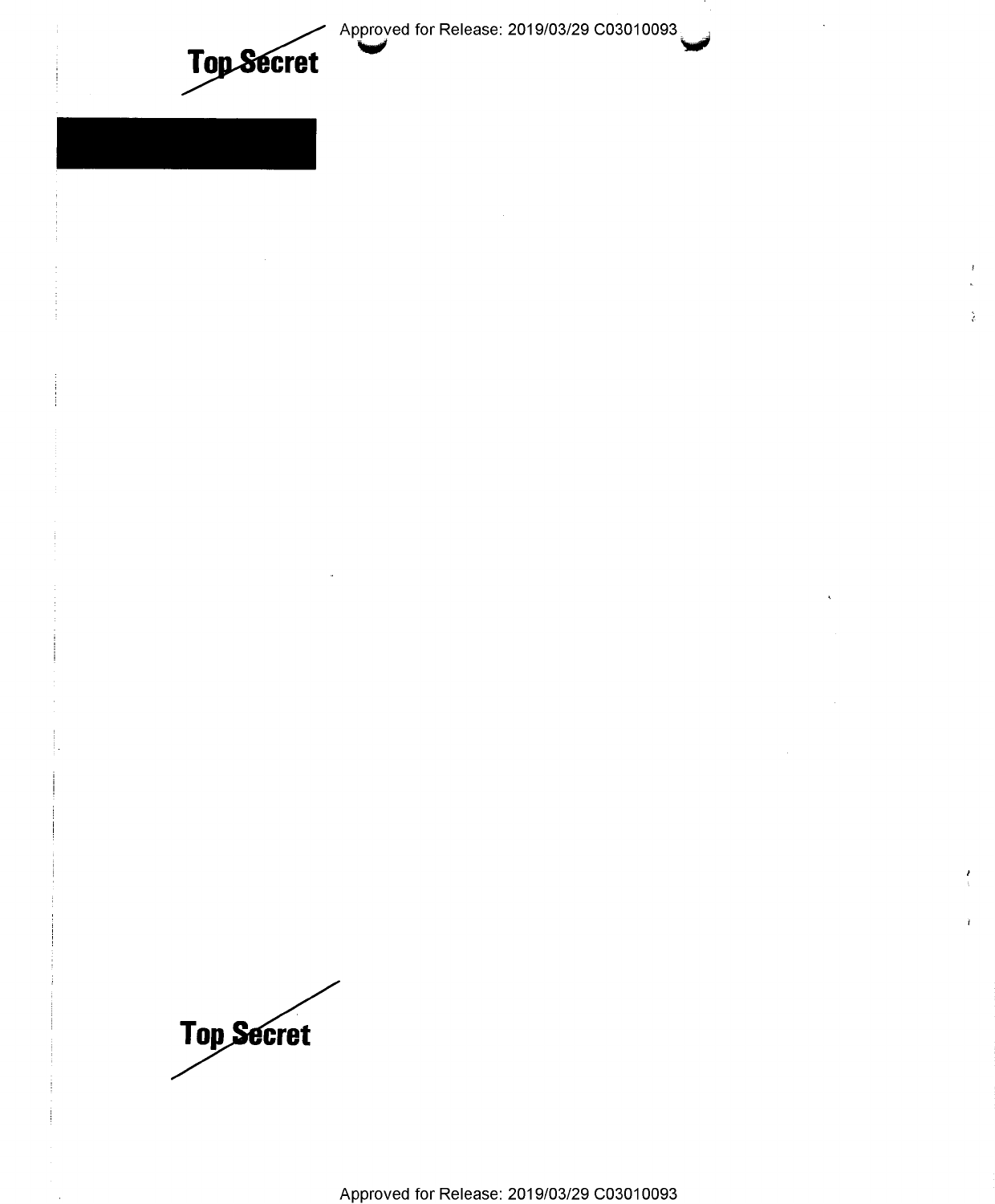Top Secret

Top Secret